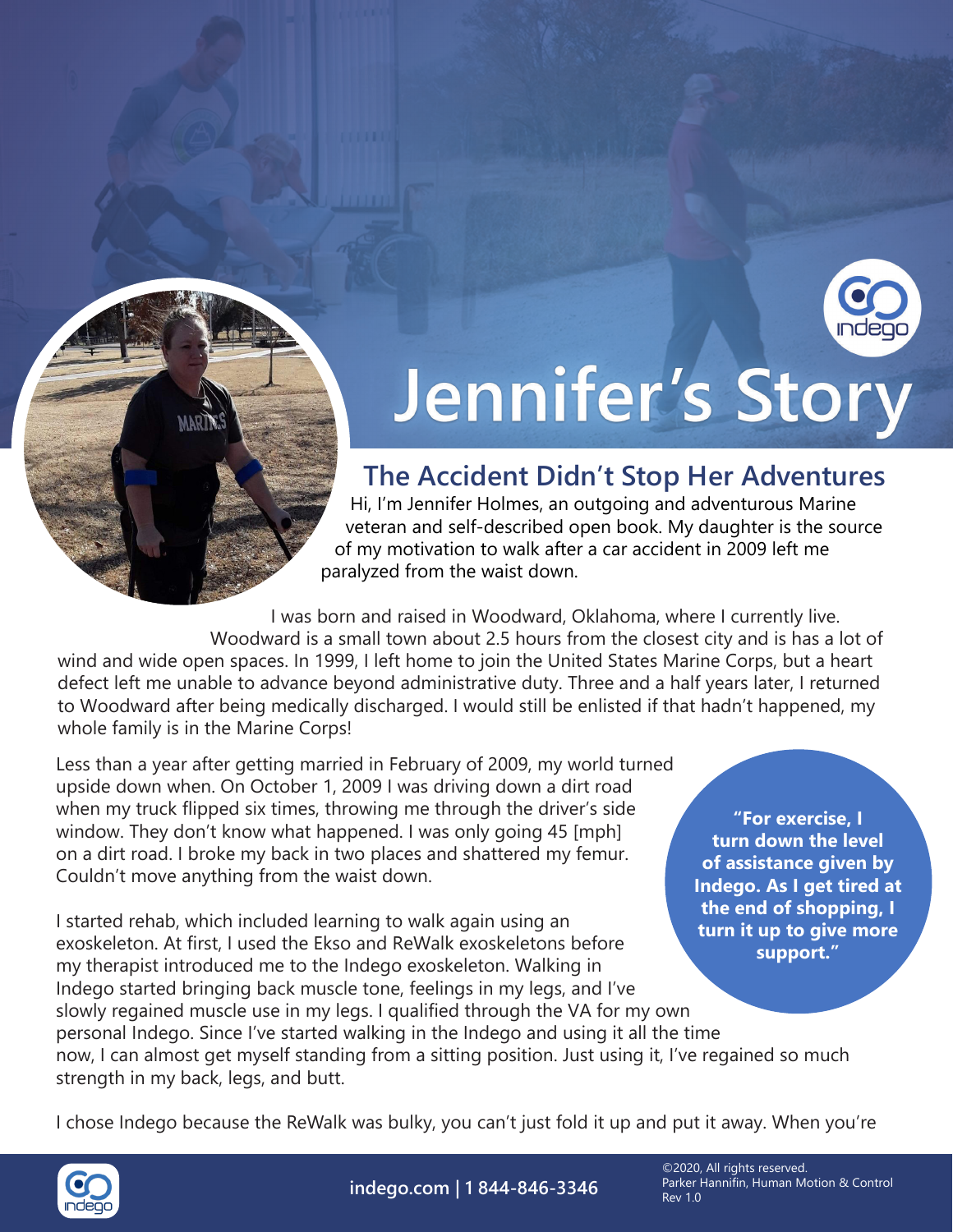# Jennifer's Story

## The Accident Didn't Stop Her Adventures

Hi, I'm Jennifer Holmes, an outgoing and adventurous Marine veteran and self-described open book. My daughter is the source of my motivation to walk after a car accident in 2009 left me paralyzed from the waist down.

I was born and raised in Woodward, Oklahoma, where I currently live. Woodward is a small town about 2.5 hours from the closest city and is has a lot of wind and wide open spaces. In 1999, I left home to join the United States Marine Corps, but a heart defect left me unable to advance beyond administrative duty. Three and a half years later, I returned to Woodward after being medically discharged. I would still be enlisted if that hadn't happened, my whole family is in the Marine Corps!

Less than a year after getting married in February of 2009, my world turned upside down when. On October 1, 2009 I was driving down a dirt road when my truck flipped six times, throwing me through the driver's side window. They don't know what happened. I was only going 45 [mph] on a dirt road. I broke my back in two places and shattered my femur. Couldn't move anything from the waist down.

> **"For exercise, I turn down the level of assistance given by Indego. As I get tired at the end of shopping, I turn it up to give more support."**

I started rehab, which included learning to walk again using an exoskeleton. At first, I used the Ekso and ReWalk exoskeletons before my therapist introduced me to the Indego exoskeleton. Walking in Indego started bringing back muscle tone, feelings in my legs, and I've slowly regained muscle use in my legs. I qualified through the VA for my own personal Indego. Since I've started walking in the Indego and using it all the time now, I can almost get myself standing from a sitting position. Just using it, I've regained so much strength in my back, legs, and butt.

I chose Indego because the ReWalk was bulky, you can't just fold it up and put it away. When you're

indego.com | 1 844-846-3346

©2020, All rights reserved.
Parker Hannifin, Human Motion & Control
Rev 1.0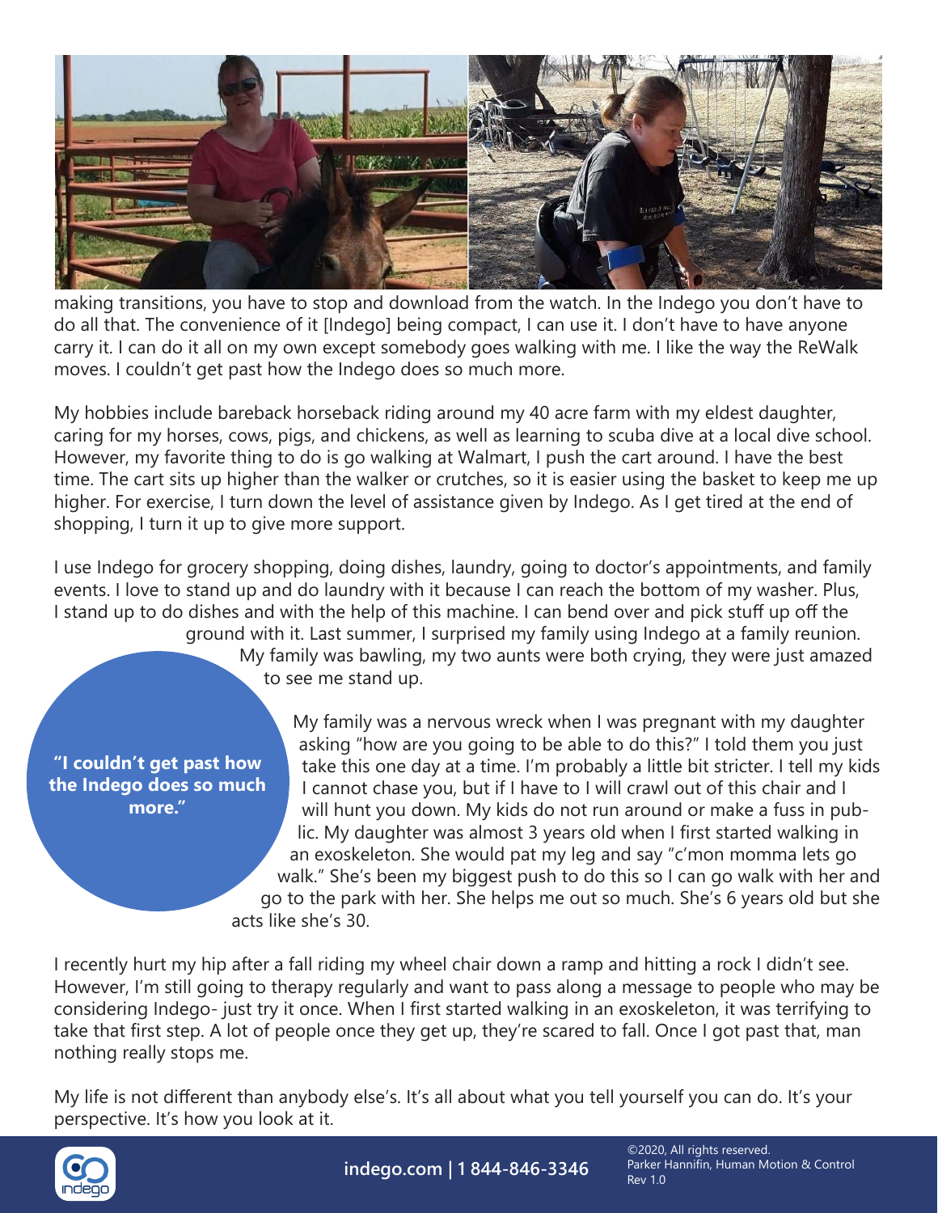making transitions, you have to stop and download from the watch. In the Indego you don't have to do all that. The convenience of it [Indego] being compact, I can use it. I don't have to have anyone carry it. I can do it all on my own except somebody goes walking with me. I like the way the ReWalk moves. I couldn't get past how the Indego does so much more.

My hobbies include bareback horseback riding around my 40 acre farm with my eldest daughter, caring for my horses, cows, pigs, and chickens, as well as learning to scuba dive at a local dive school. However, my favorite thing to do is go walking at Walmart, I push the cart around. I have the best time. The cart sits up higher than the walker or crutches, so it is easier using the basket to keep me up higher. For exercise, I turn down the level of assistance given by Indego. As I get tired at the end of shopping, I turn it up to give more support.

I use Indego for grocery shopping, doing dishes, laundry, going to doctor's appointments, and family events. I love to stand up and do laundry with it because I can reach the bottom of my washer. Plus, I stand up to do dishes and with the help of this machine. I can bend over and pick stuff up off the ground with it. Last summer, I surprised my family using Indego at a family reunion. My family was bawling, my two aunts were both crying, they were just amazed to see me stand up.

**"I couldn't get past how the Indego does so much more."**

My family was a nervous wreck when I was pregnant with my daughter asking "how are you going to be able to do this?" I told them you just take this one day at a time. I'm probably a little bit stricter. I tell my kids I cannot chase you, but if I have to I will crawl out of this chair and I will hunt you down. My kids do not run around or make a fuss in public. My daughter was almost 3 years old when I first started walking in an exoskeleton. She would pat my leg and say "c'mon momma lets go walk." She's been my biggest push to do this so I can go walk with her and go to the park with her. She helps me out so much. She's 6 years old but she acts like she's 30.

I recently hurt my hip after a fall riding my wheel chair down a ramp and hitting a rock I didn't see. However, I'm still going to therapy regularly and want to pass along a message to people who may be considering Indego- just try it once. When I first started walking in an exoskeleton, it was terrifying to take that first step. A lot of people once they get up, they're scared to fall. Once I got past that, man nothing really stops me.

My life is not different than anybody else's. It's all about what you tell yourself you can do. It's your perspective. It's how you look at it.

indego.com | 1 844-846-3346

©2020, All rights reserved.
Parker Hannifin, Human Motion & Control
Rev 1.0